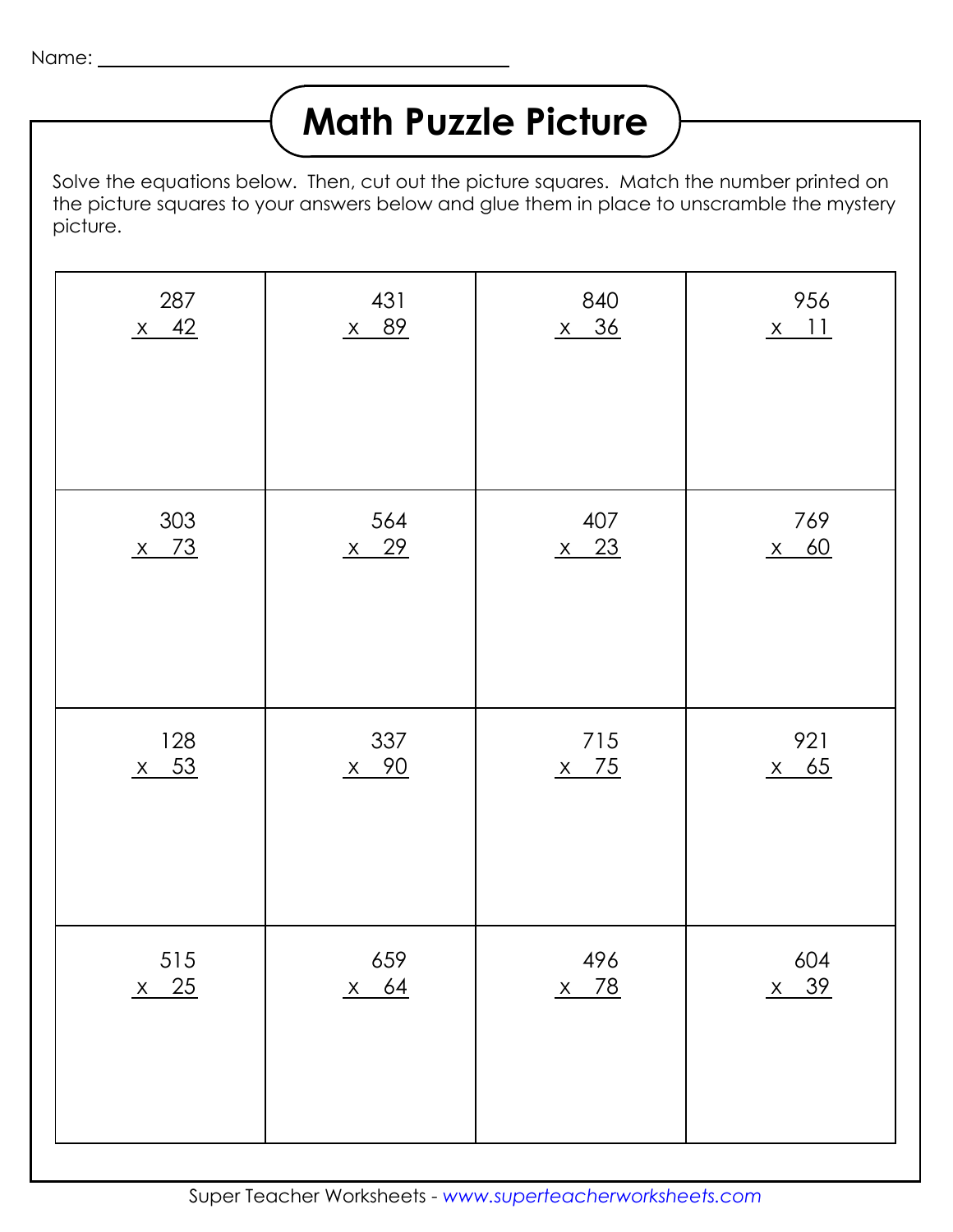Name: ______________________________

# Math Puzzle Picture

Solve the equations below. Then, cut out the picture squares. Match the number printed on the picture squares to your answers below and glue them in place to unscramble the mystery picture.

| | | | |
|---|---|---|---|
| 287 x 42 | 431 x 89 | 840 x 36 | 956 x 11 |
| 303 x 73 | 564 x 29 | 407 x 23 | 769 x 60 |
| 128 x 53 | 337 x 90 | 715 x 75 | 921 x 65 |
| 515 x 25 | 659 x 64 | 496 x 78 | 604 x 39 |

Super Teacher Worksheets - *www.superteacherworksheets.com*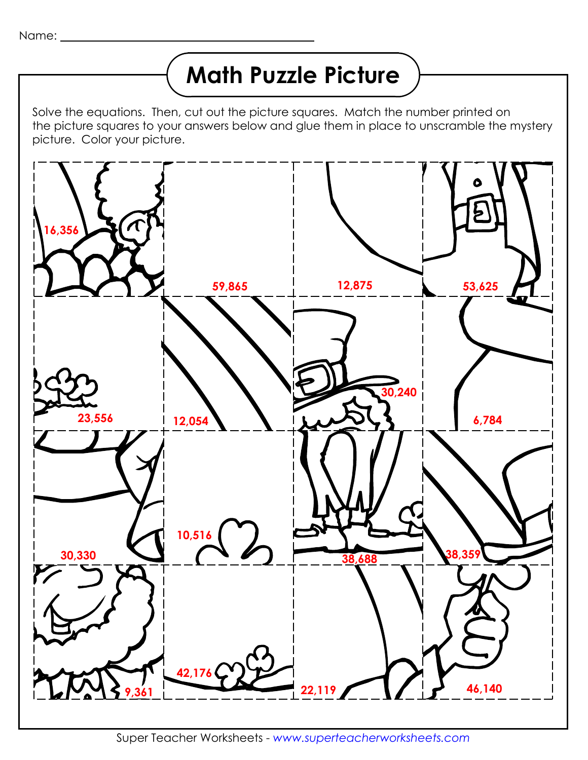Name: ______________________________

# Math Puzzle Picture

Solve the equations. Then, cut out the picture squares. Match the number printed on the picture squares to your answers below and glue them in place to unscramble the mystery picture. Color your picture.

| | | | |
|---|---|---|---|
| 16,356 | 59,865 | 12,875 | 53,625 |
| 23,556 | 12,054 | 30,240 | 6,784 |
| 30,330 | 10,516 | 38,688 | 38,359 |
| 9,361 | 42,176 | 22,119 | 46,140 |

Super Teacher Worksheets - *www.superteacherworksheets.com*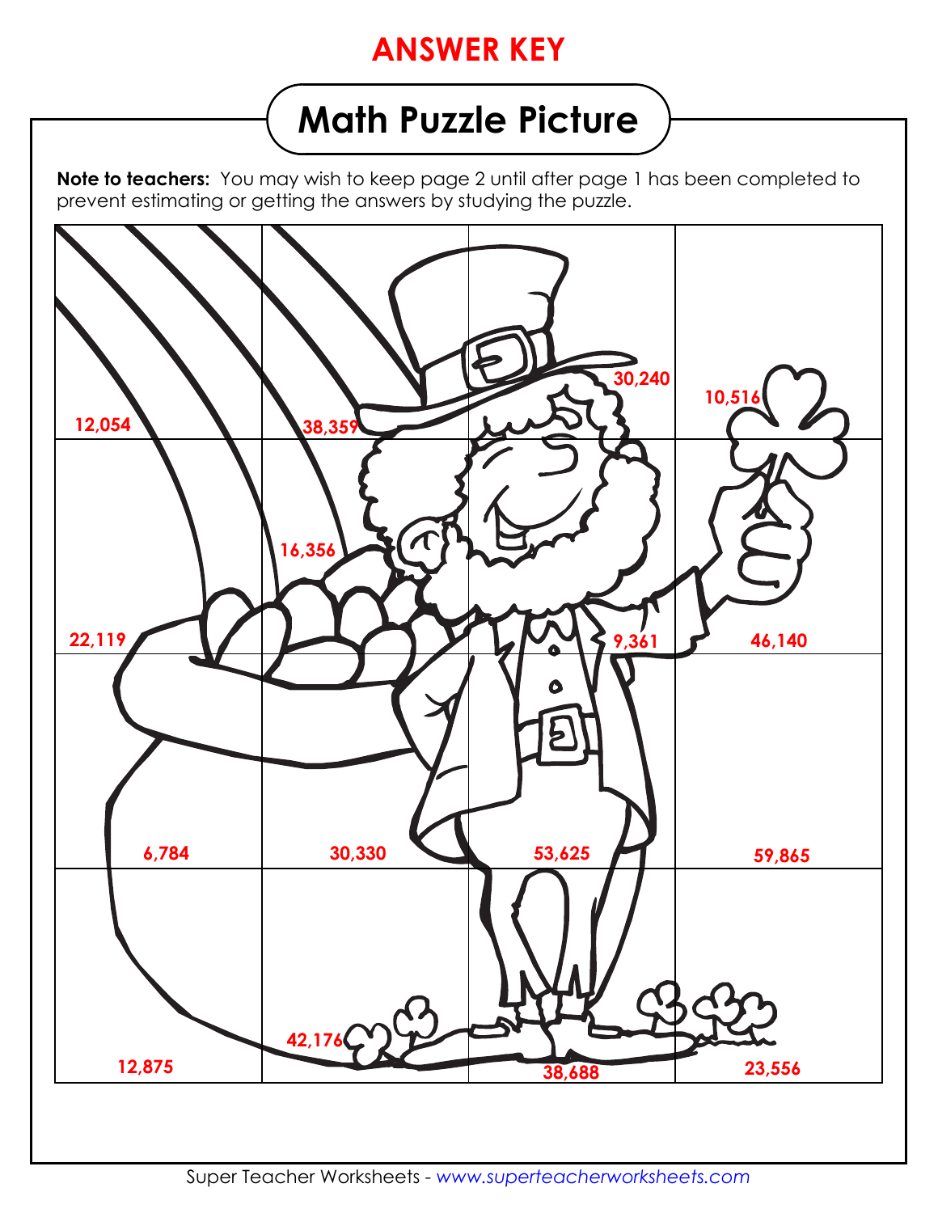## ANSWER KEY

# Math Puzzle Picture

**Note to teachers:** You may wish to keep page 2 until after page 1 has been completed to prevent estimating or getting the answers by studying the puzzle.

| | | | |
|---|---|---|---|
| 12,054 | 38,359 | 30,240 | 10,516 |
| 22,119 | 16,356 | 9,361 | 46,140 |
| 6,784 | 30,330 | 53,625 | 59,865 |
| 12,875 | 42,176 | 38,688 | 23,556 |

Super Teacher Worksheets - *www.superteacherworksheets.com*